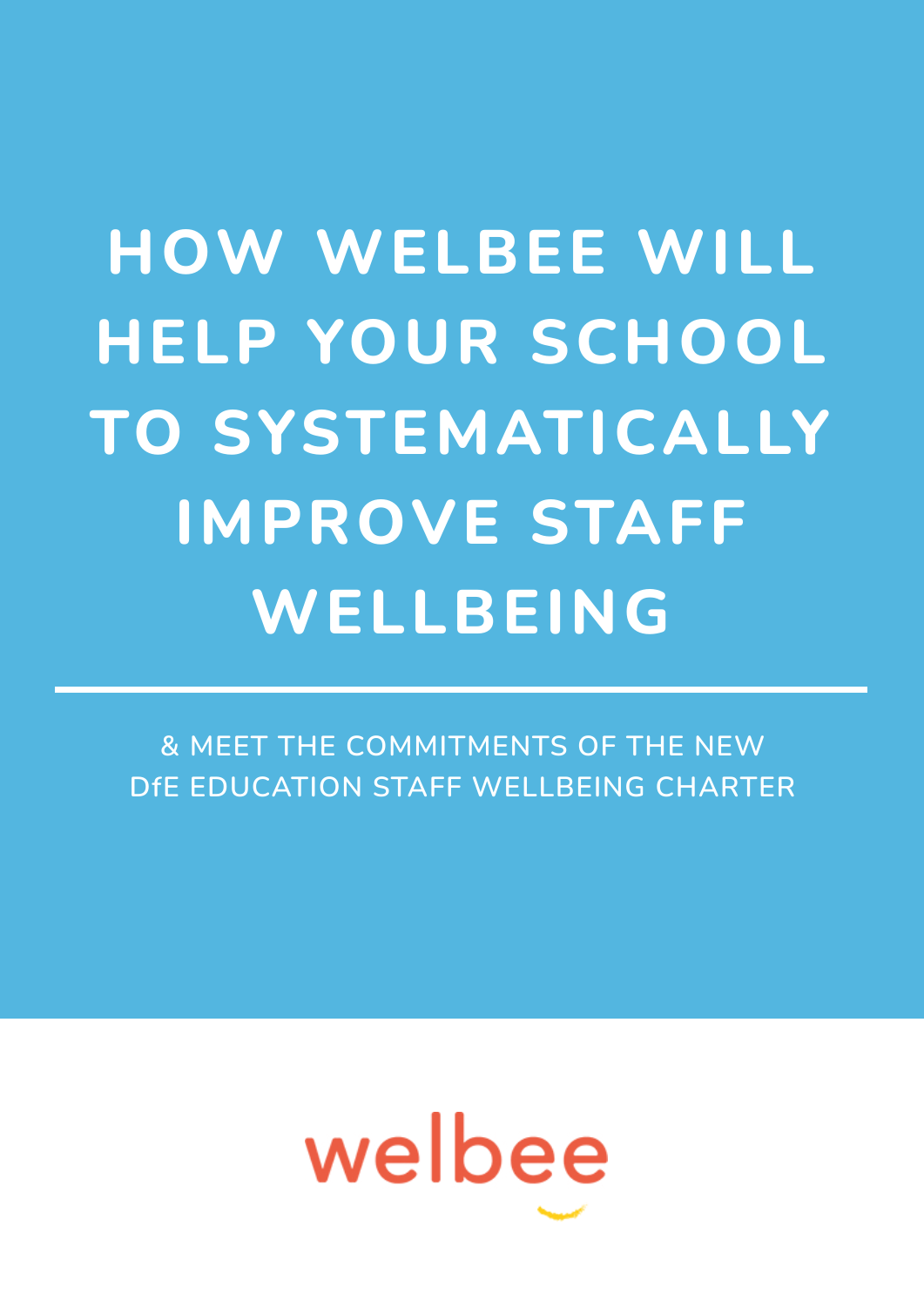# HOW WELBEE WILL HELP YOUR SCHOOL TO SYSTEMATICALLY IMPROVE STAFF WELLBEING

& MEET THE COMMITMENTS OF THE NEW DfE EDUCATION STAFF WELLBEING CHARTER

welbee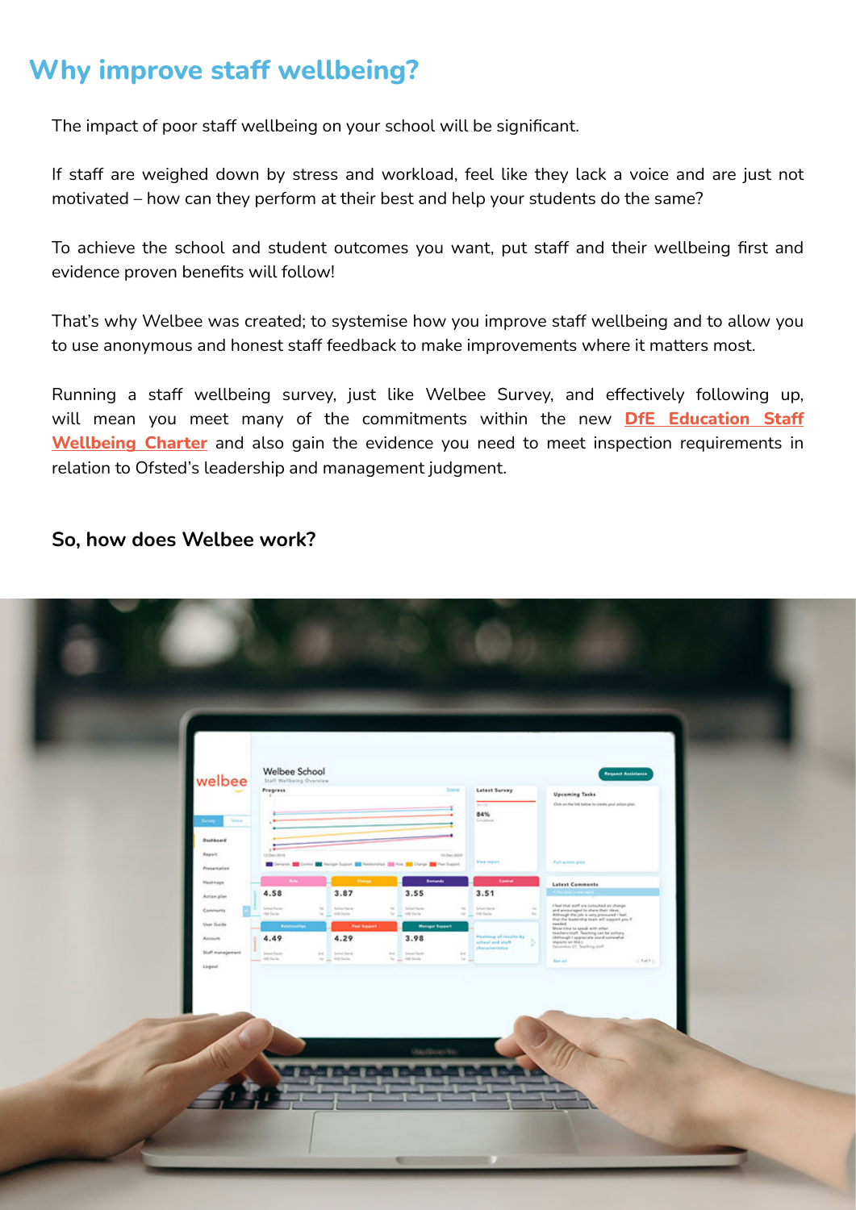## Why improve staff wellbeing?

The impact of poor staff wellbeing on your school will be significant.

If staff are weighed down by stress and workload, feel like they lack a voice and are just not motivated – how can they perform at their best and help your students do the same?

To achieve the school and student outcomes you want, put staff and their wellbeing first and evidence proven benefits will follow!

That's why Welbee was created; to systemise how you improve staff wellbeing and to allow you to use anonymous and honest staff feedback to make improvements where it matters most.

Running a staff wellbeing survey, just like Welbee Survey, and effectively following up, will mean you meet many of the commitments within the new **DfE Education Staff Wellbeing Charter** and also gain the evidence you need to meet inspection requirements in relation to Ofsted's leadership and management judgment.

### So, how does Welbee work?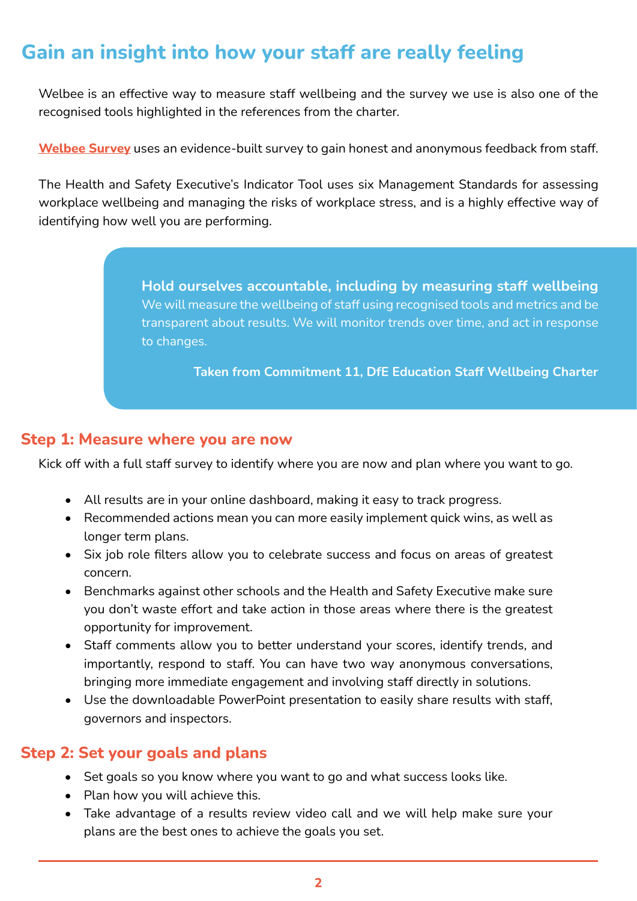## Gain an insight into how your staff are really feeling

Welbee is an effective way to measure staff wellbeing and the survey we use is also one of the recognised tools highlighted in the references from the charter.

**Welbee Survey** uses an evidence-built survey to gain honest and anonymous feedback from staff.

The Health and Safety Executive's Indicator Tool uses six Management Standards for assessing workplace wellbeing and managing the risks of workplace stress, and is a highly effective way of identifying how well you are performing.

> **Hold ourselves accountable, including by measuring staff wellbeing**
> We will measure the wellbeing of staff using recognised tools and metrics and be transparent about results. We will monitor trends over time, and act in response to changes.
>
> **Taken from Commitment 11, DfE Education Staff Wellbeing Charter**

### Step 1: Measure where you are now

Kick off with a full staff survey to identify where you are now and plan where you want to go.

- All results are in your online dashboard, making it easy to track progress.
- Recommended actions mean you can more easily implement quick wins, as well as longer term plans.
- Six job role filters allow you to celebrate success and focus on areas of greatest concern.
- Benchmarks against other schools and the Health and Safety Executive make sure you don't waste effort and take action in those areas where there is the greatest opportunity for improvement.
- Staff comments allow you to better understand your scores, identify trends, and importantly, respond to staff. You can have two way anonymous conversations, bringing more immediate engagement and involving staff directly in solutions.
- Use the downloadable PowerPoint presentation to easily share results with staff, governors and inspectors.

### Step 2: Set your goals and plans

- Set goals so you know where you want to go and what success looks like.
- Plan how you will achieve this.
- Take advantage of a results review video call and we will help make sure your plans are the best ones to achieve the goals you set.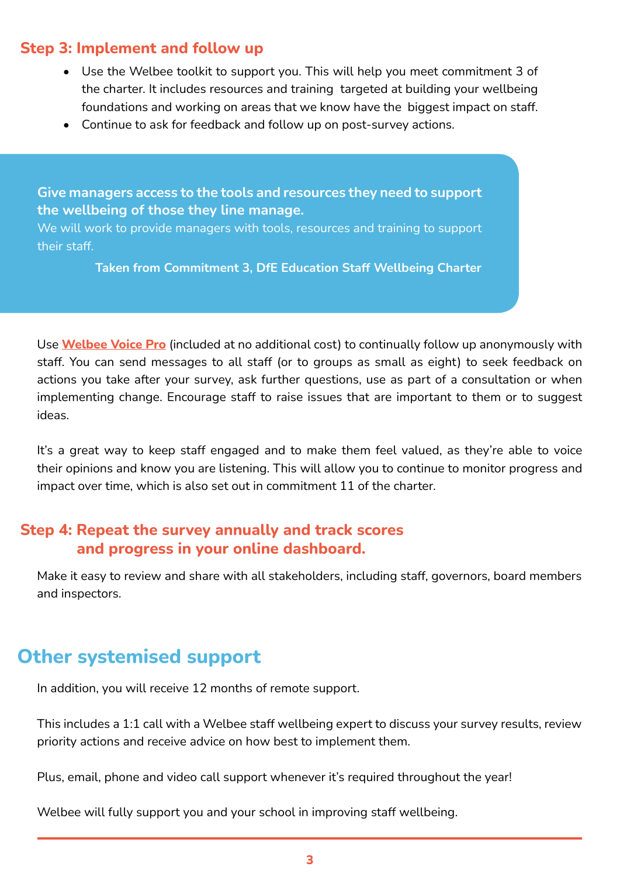### Step 3: Implement and follow up

- Use the Welbee toolkit to support you. This will help you meet commitment 3 of the charter. It includes resources and training targeted at building your wellbeing foundations and working on areas that we know have the biggest impact on staff.
- Continue to ask for feedback and follow up on post-survey actions.

> **Give managers access to the tools and resources they need to support the wellbeing of those they line manage.**
> We will work to provide managers with tools, resources and training to support their staff.
>
> **Taken from Commitment 3, DfE Education Staff Wellbeing Charter**

Use **Welbee Voice Pro** (included at no additional cost) to continually follow up anonymously with staff. You can send messages to all staff (or to groups as small as eight) to seek feedback on actions you take after your survey, ask further questions, use as part of a consultation or when implementing change. Encourage staff to raise issues that are important to them or to suggest ideas.

It's a great way to keep staff engaged and to make them feel valued, as they're able to voice their opinions and know you are listening. This will allow you to continue to monitor progress and impact over time, which is also set out in commitment 11 of the charter.

### Step 4: Repeat the survey annually and track scores and progress in your online dashboard.

Make it easy to review and share with all stakeholders, including staff, governors, board members and inspectors.

## Other systemised support

In addition, you will receive 12 months of remote support.

This includes a 1:1 call with a Welbee staff wellbeing expert to discuss your survey results, review priority actions and receive advice on how best to implement them.

Plus, email, phone and video call support whenever it's required throughout the year!

Welbee will fully support you and your school in improving staff wellbeing.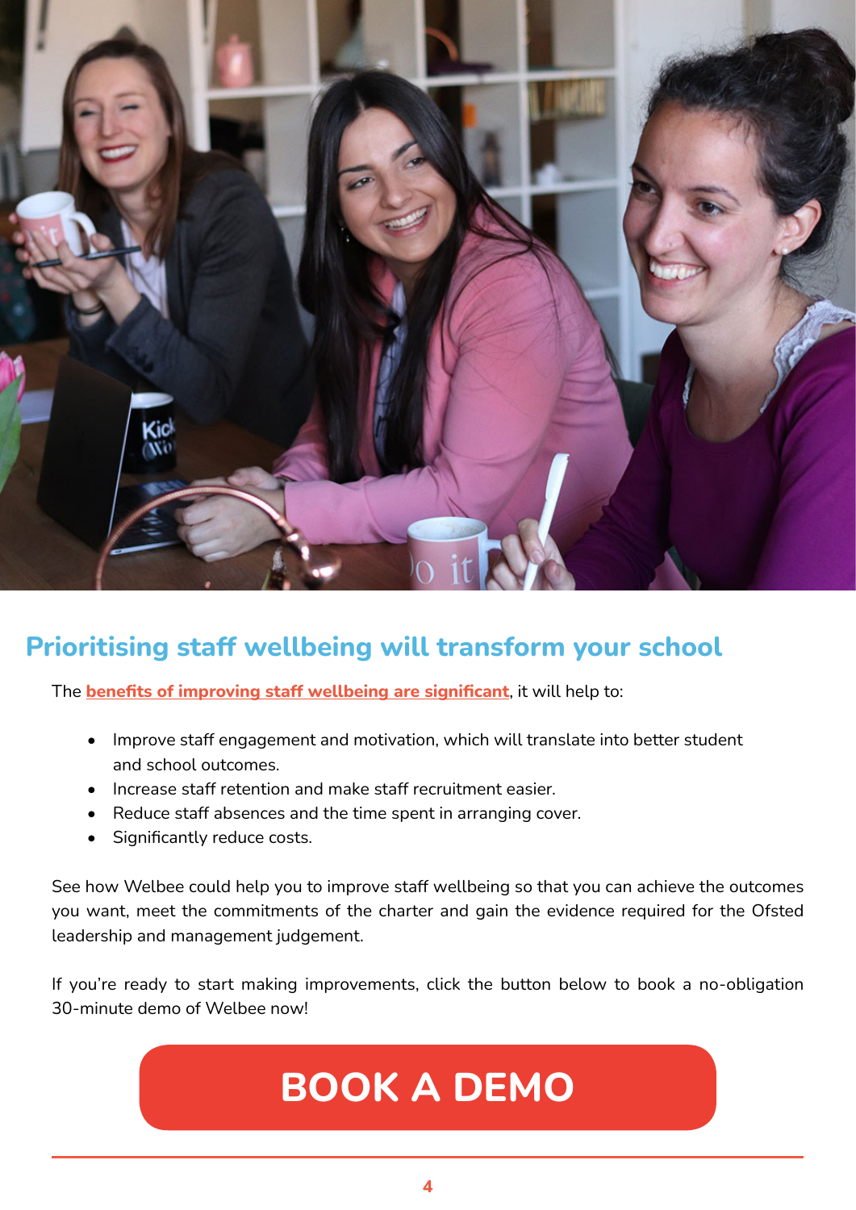## Prioritising staff wellbeing will transform your school

The **benefits of improving staff wellbeing are significant**, it will help to:

- Improve staff engagement and motivation, which will translate into better student and school outcomes.
- Increase staff retention and make staff recruitment easier.
- Reduce staff absences and the time spent in arranging cover.
- Significantly reduce costs.

See how Welbee could help you to improve staff wellbeing so that you can achieve the outcomes you want, meet the commitments of the charter and gain the evidence required for the Ofsted leadership and management judgement.

If you're ready to start making improvements, click the button below to book a no-obligation 30-minute demo of Welbee now!

**BOOK A DEMO**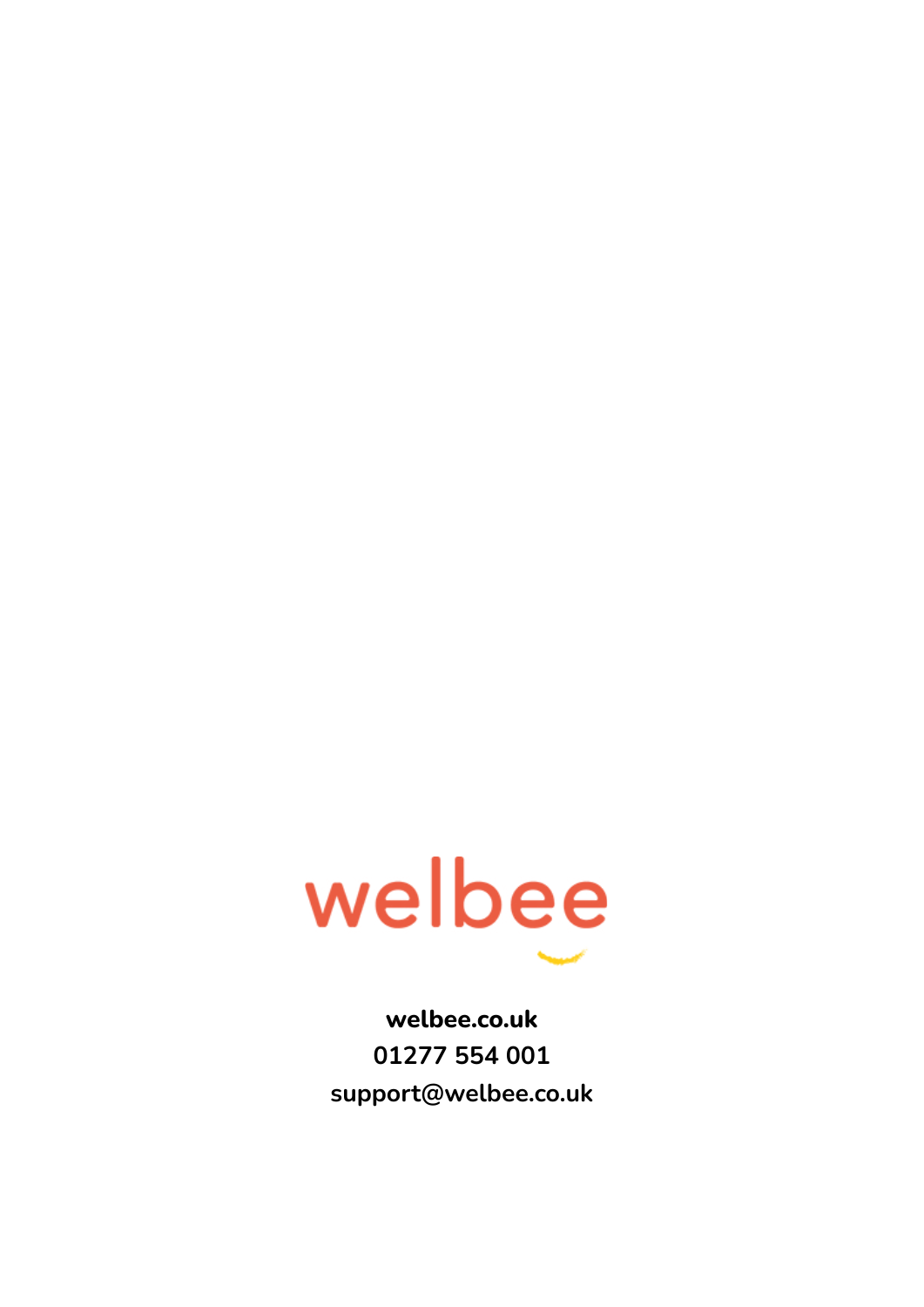welbee

**welbee.co.uk**
**01277 554 001**
**support@welbee.co.uk**